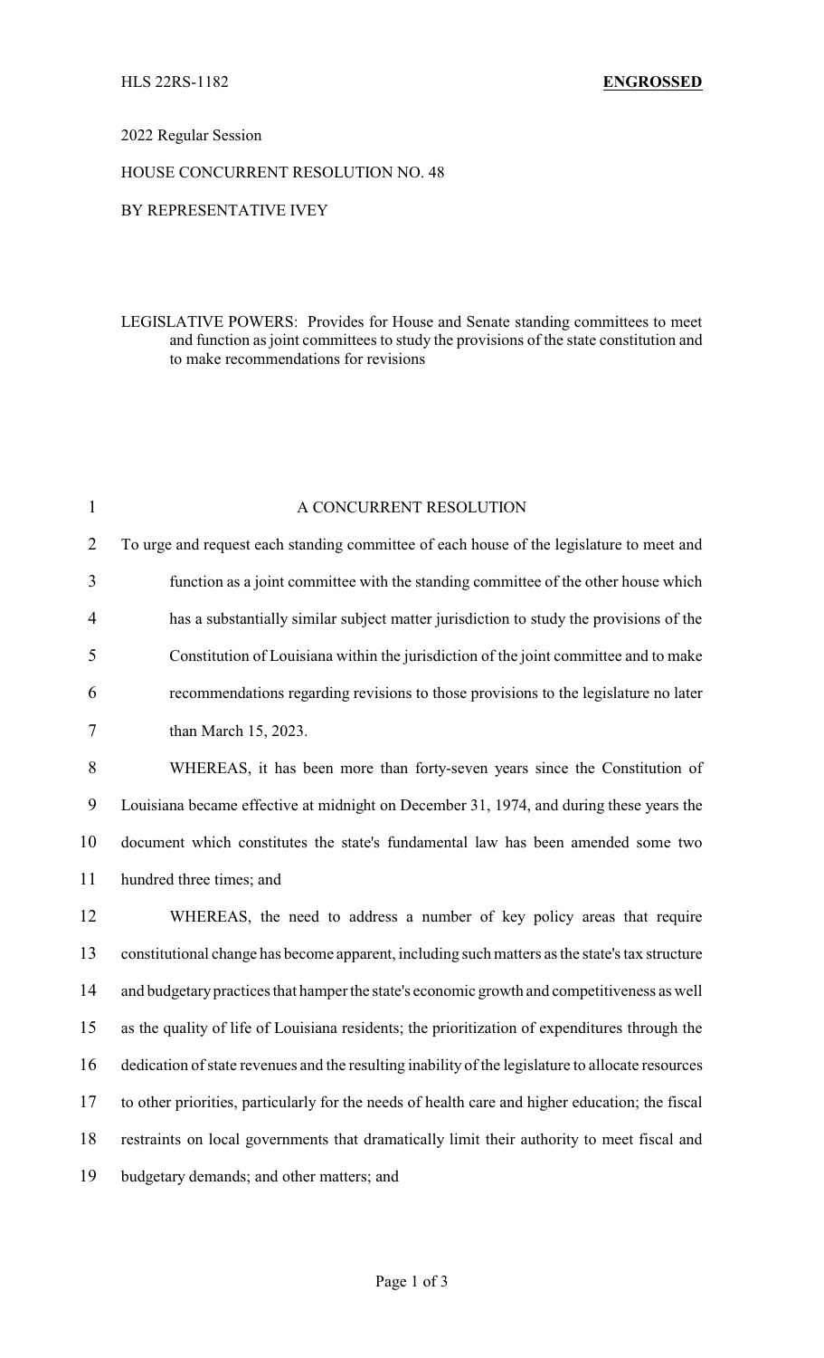HLS 22RS-1182 **ENGROSSED**

2022 Regular Session

HOUSE CONCURRENT RESOLUTION NO. 48

BY REPRESENTATIVE IVEY

LEGISLATIVE POWERS: Provides for House and Senate standing committees to meet and function as joint committees to study the provisions of the state constitution and to make recommendations for revisions

A CONCURRENT RESOLUTION

To urge and request each standing committee of each house of the legislature to meet and function as a joint committee with the standing committee of the other house which has a substantially similar subject matter jurisdiction to study the provisions of the Constitution of Louisiana within the jurisdiction of the joint committee and to make recommendations regarding revisions to those provisions to the legislature no later than March 15, 2023.

WHEREAS, it has been more than forty-seven years since the Constitution of Louisiana became effective at midnight on December 31, 1974, and during these years the document which constitutes the state's fundamental law has been amended some two hundred three times; and

WHEREAS, the need to address a number of key policy areas that require constitutional change has become apparent, including such matters as the state's tax structure and budgetary practices that hamper the state's economic growth and competitiveness as well as the quality of life of Louisiana residents; the prioritization of expenditures through the dedication of state revenues and the resulting inability of the legislature to allocate resources to other priorities, particularly for the needs of health care and higher education; the fiscal restraints on local governments that dramatically limit their authority to meet fiscal and budgetary demands; and other matters; and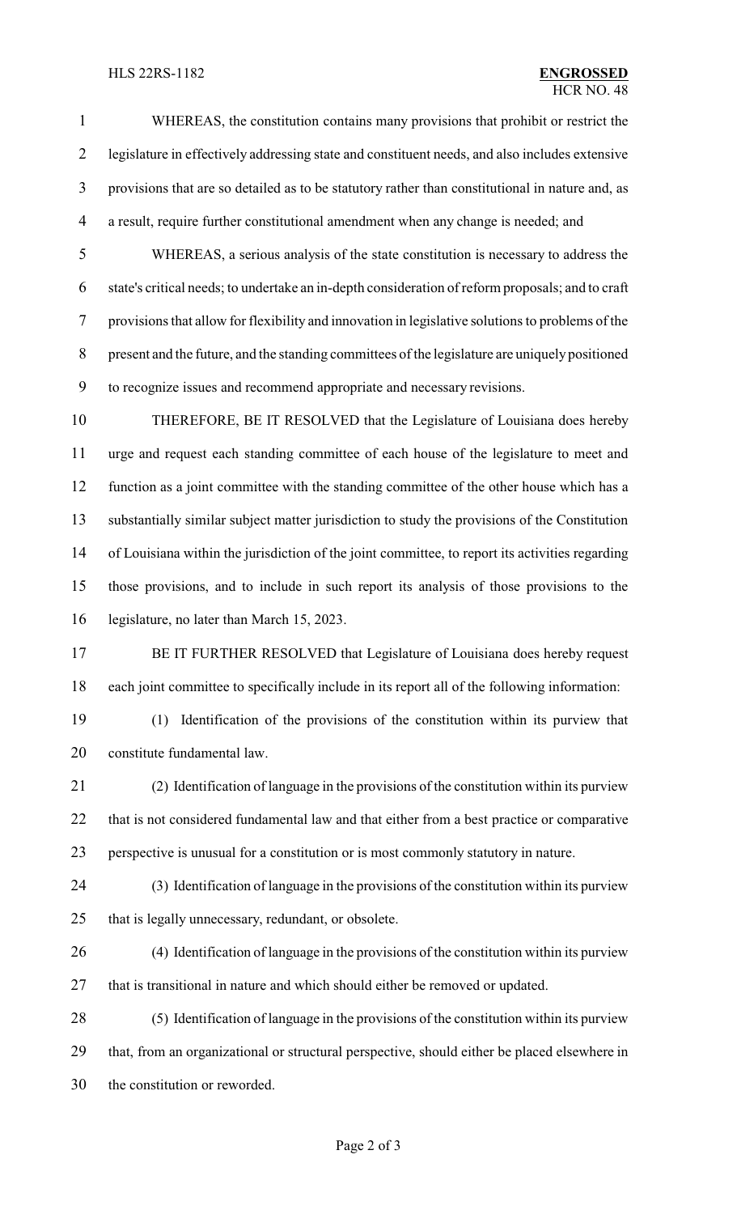WHEREAS, the constitution contains many provisions that prohibit or restrict the legislature in effectively addressing state and constituent needs, and also includes extensive provisions that are so detailed as to be statutory rather than constitutional in nature and, as a result, require further constitutional amendment when any change is needed; and

WHEREAS, a serious analysis of the state constitution is necessary to address the state's critical needs; to undertake an in-depth consideration of reform proposals; and to craft provisions that allow for flexibility and innovation in legislative solutions to problems of the present and the future, and the standing committees of the legislature are uniquely positioned to recognize issues and recommend appropriate and necessary revisions.

THEREFORE, BE IT RESOLVED that the Legislature of Louisiana does hereby urge and request each standing committee of each house of the legislature to meet and function as a joint committee with the standing committee of the other house which has a substantially similar subject matter jurisdiction to study the provisions of the Constitution of Louisiana within the jurisdiction of the joint committee, to report its activities regarding those provisions, and to include in such report its analysis of those provisions to the legislature, no later than March 15, 2023.

BE IT FURTHER RESOLVED that Legislature of Louisiana does hereby request each joint committee to specifically include in its report all of the following information:

(1) Identification of the provisions of the constitution within its purview that constitute fundamental law.

(2) Identification of language in the provisions of the constitution within its purview that is not considered fundamental law and that either from a best practice or comparative perspective is unusual for a constitution or is most commonly statutory in nature.

(3) Identification of language in the provisions of the constitution within its purview that is legally unnecessary, redundant, or obsolete.

(4) Identification of language in the provisions of the constitution within its purview that is transitional in nature and which should either be removed or updated.

(5) Identification of language in the provisions of the constitution within its purview that, from an organizational or structural perspective, should either be placed elsewhere in the constitution or reworded.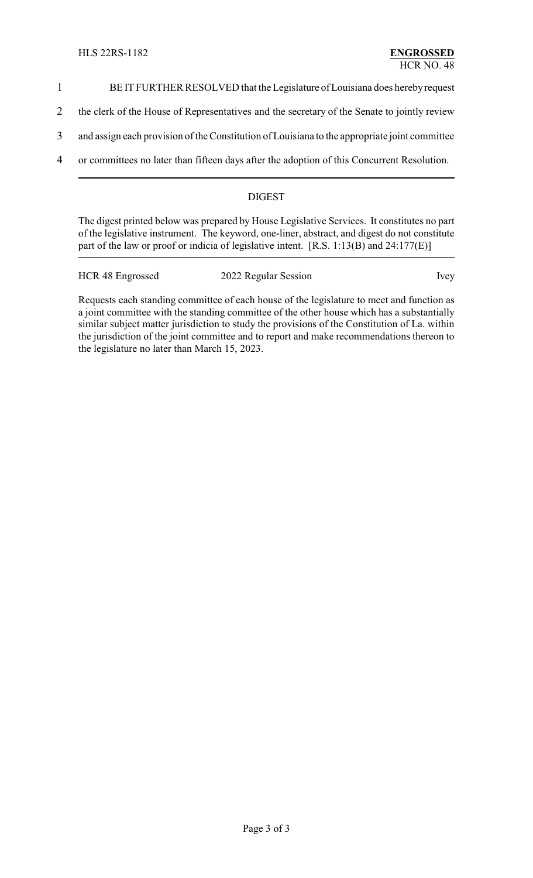BE IT FURTHER RESOLVED that the Legislature of Louisiana does hereby request the clerk of the House of Representatives and the secretary of the Senate to jointly review and assign each provision of the Constitution of Louisiana to the appropriate joint committee or committees no later than fifteen days after the adoption of this Concurrent Resolution.

## DIGEST

The digest printed below was prepared by House Legislative Services. It constitutes no part of the legislative instrument. The keyword, one-liner, abstract, and digest do not constitute part of the law or proof or indicia of legislative intent. [R.S. 1:13(B) and 24:177(E)]

| | | |
|---|---|---|
| HCR 48 Engrossed | 2022 Regular Session | Ivey |

Requests each standing committee of each house of the legislature to meet and function as a joint committee with the standing committee of the other house which has a substantially similar subject matter jurisdiction to study the provisions of the Constitution of La. within the jurisdiction of the joint committee and to report and make recommendations thereon to the legislature no later than March 15, 2023.